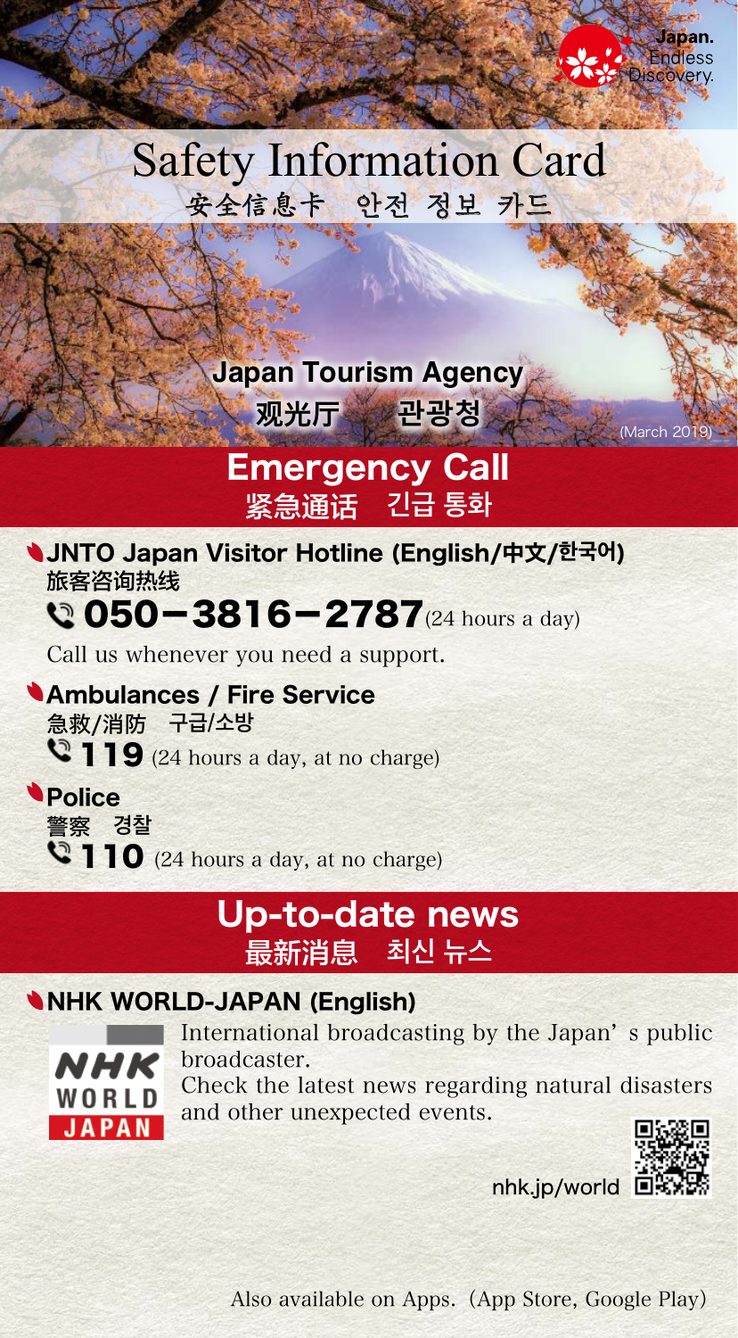Japan. Endless Discovery.

# Safety Information Card

安全信息卡　안전 정보 카드

**Japan Tourism Agency**

**观光厅　관광청**

(March 2019)

## Emergency Call

**紧急通话　긴급 통화**

### JNTO Japan Visitor Hotline (English/中文/한국어)

**旅客咨询热线**

**050－3816－2787** (24 hours a day)

Call us whenever you need a support.

### Ambulances / Fire Service

**急救/消防　구급/소방**

**119** (24 hours a day, at no charge)

### Police

**警察　경찰**

**110** (24 hours a day, at no charge)

## Up-to-date news

**最新消息　최신 뉴스**

### NHK WORLD-JAPAN (English)

NHK WORLD JAPAN

International broadcasting by the Japan' s public broadcaster.

Check the latest news regarding natural disasters and other unexpected events.

nhk.jp/world

Also available on Apps. (App Store, Google Play)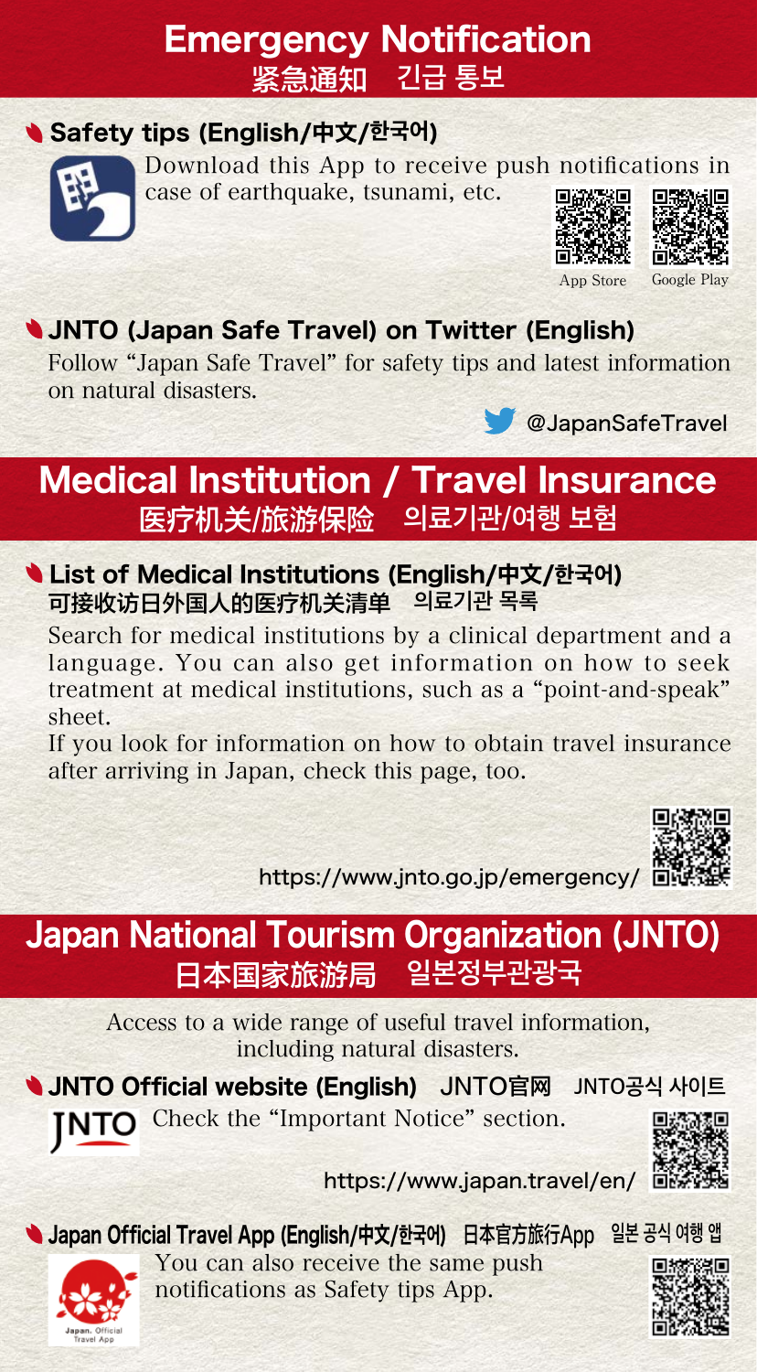# Emergency Notification
# 紧急通知　긴급 통보

### Safety tips (English/中文/한국어)

Download this App to receive push notifications in case of earthquake, tsunami, etc.

App Store　Google Play

### JNTO (Japan Safe Travel) on Twitter (English)

Follow "Japan Safe Travel" for safety tips and latest information on natural disasters.

@JapanSafeTravel

# Medical Institution / Travel Insurance
# 医疗机关/旅游保险　의료기관/여행 보험

### List of Medical Institutions (English/中文/한국어)
### 可接收访日外国人的医疗机关清单　의료기관 목록

Search for medical institutions by a clinical department and a language. You can also get information on how to seek treatment at medical institutions, such as a "point-and-speak" sheet.

If you look for information on how to obtain travel insurance after arriving in Japan, check this page, too.

https://www.jnto.go.jp/emergency/

# Japan National Tourism Organization (JNTO)
# 日本国家旅游局　일본정부관광국

Access to a wide range of useful travel information, including natural disasters.

### JNTO Official website (English)　JNTO官网　JNTO공식 사이트

Check the "Important Notice" section.

https://www.japan.travel/en/

### Japan Official Travel App (English/中文/한국어)　日本官方旅行App　일본 공식 여행 앱

You can also receive the same push notifications as Safety tips App.